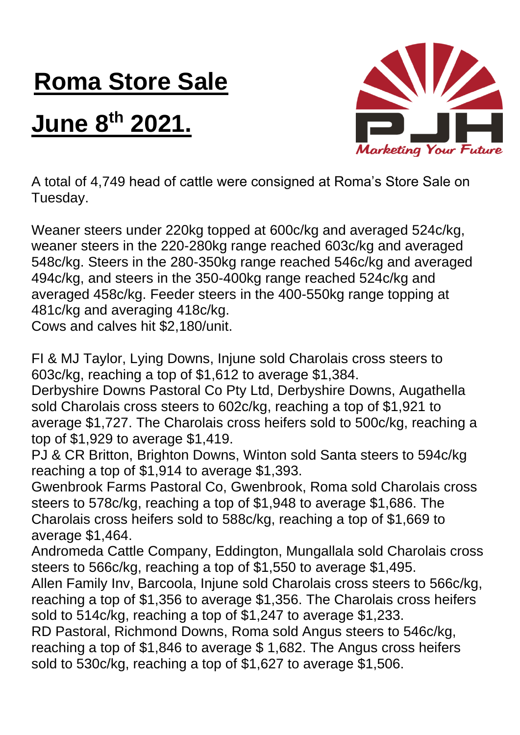# Roma Store Sale

# June 8th 2021.

PJH

*Marketing Your Future*

A total of 4,749 head of cattle were consigned at Roma's Store Sale on Tuesday.

Weaner steers under 220kg topped at 600c/kg and averaged 524c/kg, weaner steers in the 220-280kg range reached 603c/kg and averaged 548c/kg. Steers in the 280-350kg range reached 546c/kg and averaged 494c/kg, and steers in the 350-400kg range reached 524c/kg and averaged 458c/kg. Feeder steers in the 400-550kg range topping at 481c/kg and averaging 418c/kg.
Cows and calves hit $2,180/unit.

FI & MJ Taylor, Lying Downs, Injune sold Charolais cross steers to 603c/kg, reaching a top of $1,612 to average $1,384.
Derbyshire Downs Pastoral Co Pty Ltd, Derbyshire Downs, Augathella sold Charolais cross steers to 602c/kg, reaching a top of $1,921 to average $1,727. The Charolais cross heifers sold to 500c/kg, reaching a top of $1,929 to average $1,419.
PJ & CR Britton, Brighton Downs, Winton sold Santa steers to 594c/kg reaching a top of $1,914 to average $1,393.
Gwenbrook Farms Pastoral Co, Gwenbrook, Roma sold Charolais cross steers to 578c/kg, reaching a top of $1,948 to average $1,686. The Charolais cross heifers sold to 588c/kg, reaching a top of $1,669 to average $1,464.
Andromeda Cattle Company, Eddington, Mungallala sold Charolais cross steers to 566c/kg, reaching a top of $1,550 to average $1,495.
Allen Family Inv, Barcoola, Injune sold Charolais cross steers to 566c/kg, reaching a top of $1,356 to average $1,356. The Charolais cross heifers sold to 514c/kg, reaching a top of $1,247 to average $1,233.
RD Pastoral, Richmond Downs, Roma sold Angus steers to 546c/kg, reaching a top of $1,846 to average $ 1,682. The Angus cross heifers sold to 530c/kg, reaching a top of $1,627 to average $1,506.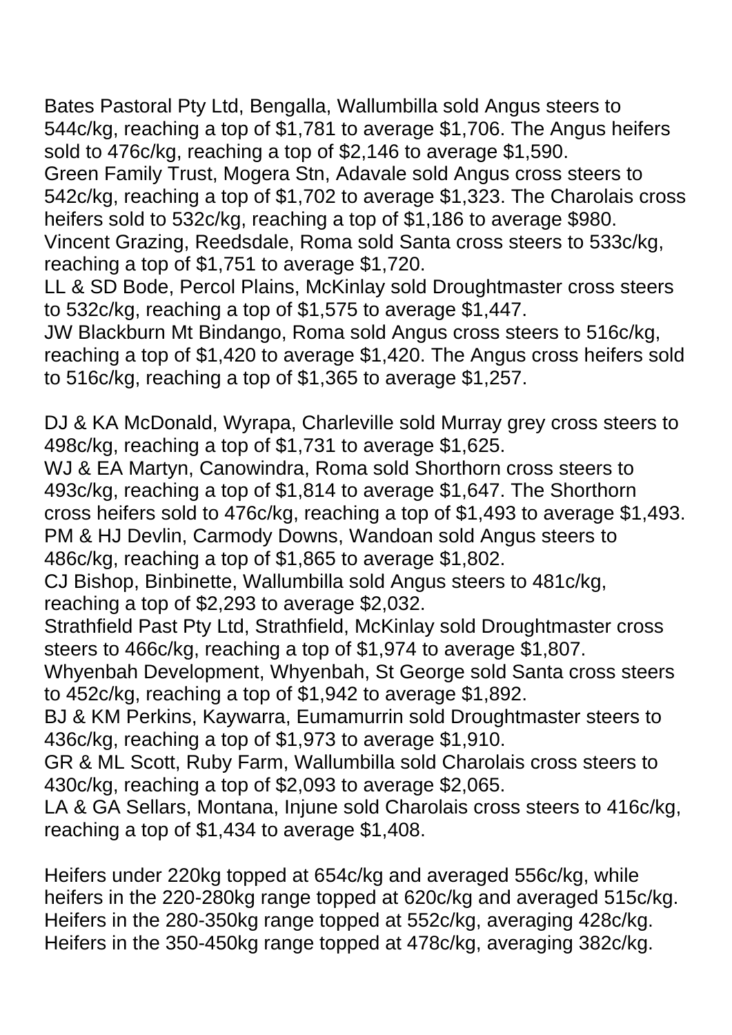Bates Pastoral Pty Ltd, Bengalla, Wallumbilla sold Angus steers to 544c/kg, reaching a top of $1,781 to average $1,706. The Angus heifers sold to 476c/kg, reaching a top of $2,146 to average $1,590.
Green Family Trust, Mogera Stn, Adavale sold Angus cross steers to 542c/kg, reaching a top of $1,702 to average $1,323. The Charolais cross heifers sold to 532c/kg, reaching a top of $1,186 to average $980.
Vincent Grazing, Reedsdale, Roma sold Santa cross steers to 533c/kg, reaching a top of $1,751 to average $1,720.
LL & SD Bode, Percol Plains, McKinlay sold Droughtmaster cross steers to 532c/kg, reaching a top of $1,575 to average $1,447.
JW Blackburn Mt Bindango, Roma sold Angus cross steers to 516c/kg, reaching a top of $1,420 to average $1,420. The Angus cross heifers sold to 516c/kg, reaching a top of $1,365 to average $1,257.

DJ & KA McDonald, Wyrapa, Charleville sold Murray grey cross steers to 498c/kg, reaching a top of $1,731 to average $1,625.
WJ & EA Martyn, Canowindra, Roma sold Shorthorn cross steers to 493c/kg, reaching a top of $1,814 to average $1,647. The Shorthorn cross heifers sold to 476c/kg, reaching a top of $1,493 to average $1,493.
PM & HJ Devlin, Carmody Downs, Wandoan sold Angus steers to 486c/kg, reaching a top of $1,865 to average $1,802.
CJ Bishop, Binbinette, Wallumbilla sold Angus steers to 481c/kg, reaching a top of $2,293 to average $2,032.
Strathfield Past Pty Ltd, Strathfield, McKinlay sold Droughtmaster cross steers to 466c/kg, reaching a top of $1,974 to average $1,807.
Whyenbah Development, Whyenbah, St George sold Santa cross steers to 452c/kg, reaching a top of $1,942 to average $1,892.
BJ & KM Perkins, Kaywarra, Eumamurrin sold Droughtmaster steers to 436c/kg, reaching a top of $1,973 to average $1,910.
GR & ML Scott, Ruby Farm, Wallumbilla sold Charolais cross steers to 430c/kg, reaching a top of $2,093 to average $2,065.
LA & GA Sellars, Montana, Injune sold Charolais cross steers to 416c/kg, reaching a top of $1,434 to average $1,408.

Heifers under 220kg topped at 654c/kg and averaged 556c/kg, while heifers in the 220-280kg range topped at 620c/kg and averaged 515c/kg. Heifers in the 280-350kg range topped at 552c/kg, averaging 428c/kg. Heifers in the 350-450kg range topped at 478c/kg, averaging 382c/kg.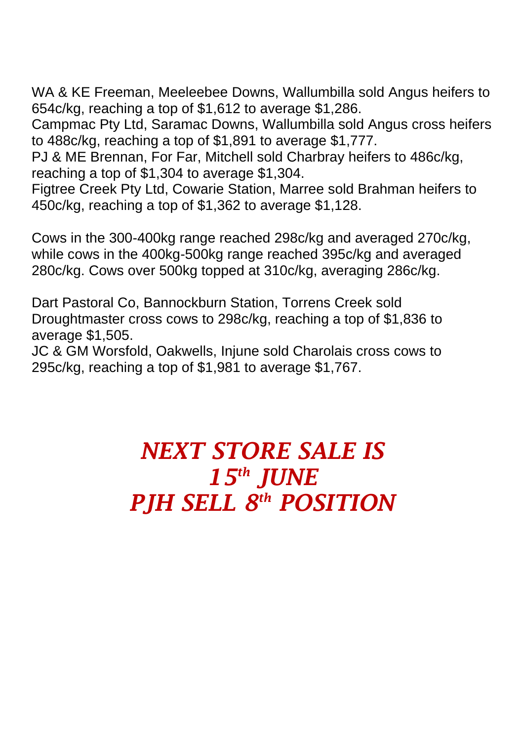WA & KE Freeman, Meeleebee Downs, Wallumbilla sold Angus heifers to 654c/kg, reaching a top of $1,612 to average $1,286.
Campmac Pty Ltd, Saramac Downs, Wallumbilla sold Angus cross heifers to 488c/kg, reaching a top of $1,891 to average $1,777.
PJ & ME Brennan, For Far, Mitchell sold Charbray heifers to 486c/kg, reaching a top of $1,304 to average $1,304.
Figtree Creek Pty Ltd, Cowarie Station, Marree sold Brahman heifers to 450c/kg, reaching a top of $1,362 to average $1,128.

Cows in the 300-400kg range reached 298c/kg and averaged 270c/kg, while cows in the 400kg-500kg range reached 395c/kg and averaged 280c/kg. Cows over 500kg topped at 310c/kg, averaging 286c/kg.

Dart Pastoral Co, Bannockburn Station, Torrens Creek sold Droughtmaster cross cows to 298c/kg, reaching a top of $1,836 to average $1,505.
JC & GM Worsfold, Oakwells, Injune sold Charolais cross cows to 295c/kg, reaching a top of $1,981 to average $1,767.

***NEXT STORE SALE IS***
***15th JUNE***
***PJH SELL 8th POSITION***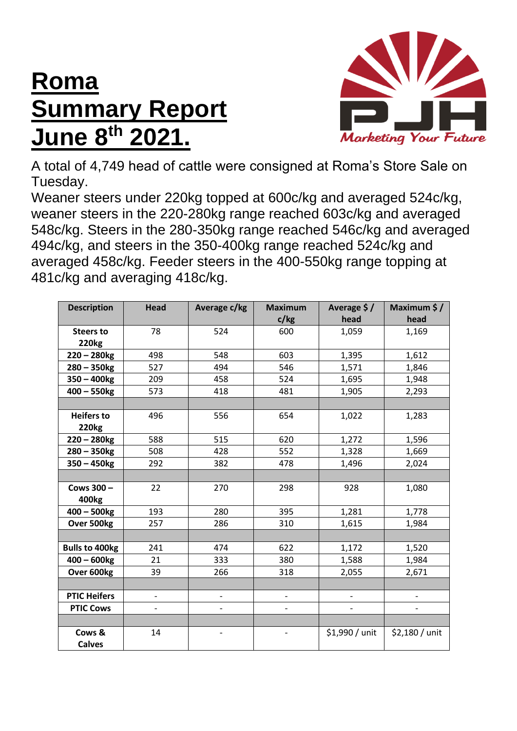# Roma Summary Report June 8th 2021.

Marketing Your Future

A total of 4,749 head of cattle were consigned at Roma's Store Sale on Tuesday.

Weaner steers under 220kg topped at 600c/kg and averaged 524c/kg, weaner steers in the 220-280kg range reached 603c/kg and averaged 548c/kg. Steers in the 280-350kg range reached 546c/kg and averaged 494c/kg, and steers in the 350-400kg range reached 524c/kg and averaged 458c/kg. Feeder steers in the 400-550kg range topping at 481c/kg and averaging 418c/kg.

| Description | Head | Average c/kg | Maximum c/kg | Average $ / head | Maximum $ / head |
|---|---|---|---|---|---|
| **Steers to 220kg** | 78 | 524 | 600 | 1,059 | 1,169 |
| **220 – 280kg** | 498 | 548 | 603 | 1,395 | 1,612 |
| **280 – 350kg** | 527 | 494 | 546 | 1,571 | 1,846 |
| **350 – 400kg** | 209 | 458 | 524 | 1,695 | 1,948 |
| **400 – 550kg** | 573 | 418 | 481 | 1,905 | 2,293 |
| | | | | | |
| **Heifers to 220kg** | 496 | 556 | 654 | 1,022 | 1,283 |
| **220 – 280kg** | 588 | 515 | 620 | 1,272 | 1,596 |
| **280 – 350kg** | 508 | 428 | 552 | 1,328 | 1,669 |
| **350 – 450kg** | 292 | 382 | 478 | 1,496 | 2,024 |
| | | | | | |
| **Cows 300 – 400kg** | 22 | 270 | 298 | 928 | 1,080 |
| **400 – 500kg** | 193 | 280 | 395 | 1,281 | 1,778 |
| **Over 500kg** | 257 | 286 | 310 | 1,615 | 1,984 |
| | | | | | |
| **Bulls to 400kg** | 241 | 474 | 622 | 1,172 | 1,520 |
| **400 – 600kg** | 21 | 333 | 380 | 1,588 | 1,984 |
| **Over 600kg** | 39 | 266 | 318 | 2,055 | 2,671 |
| | | | | | |
| **PTIC Heifers** | - | - | - | - | - |
| **PTIC Cows** | - | - | - | - | - |
| | | | | | |
| **Cows & Calves** | 14 | - | - | $1,990 / unit | $2,180 / unit |